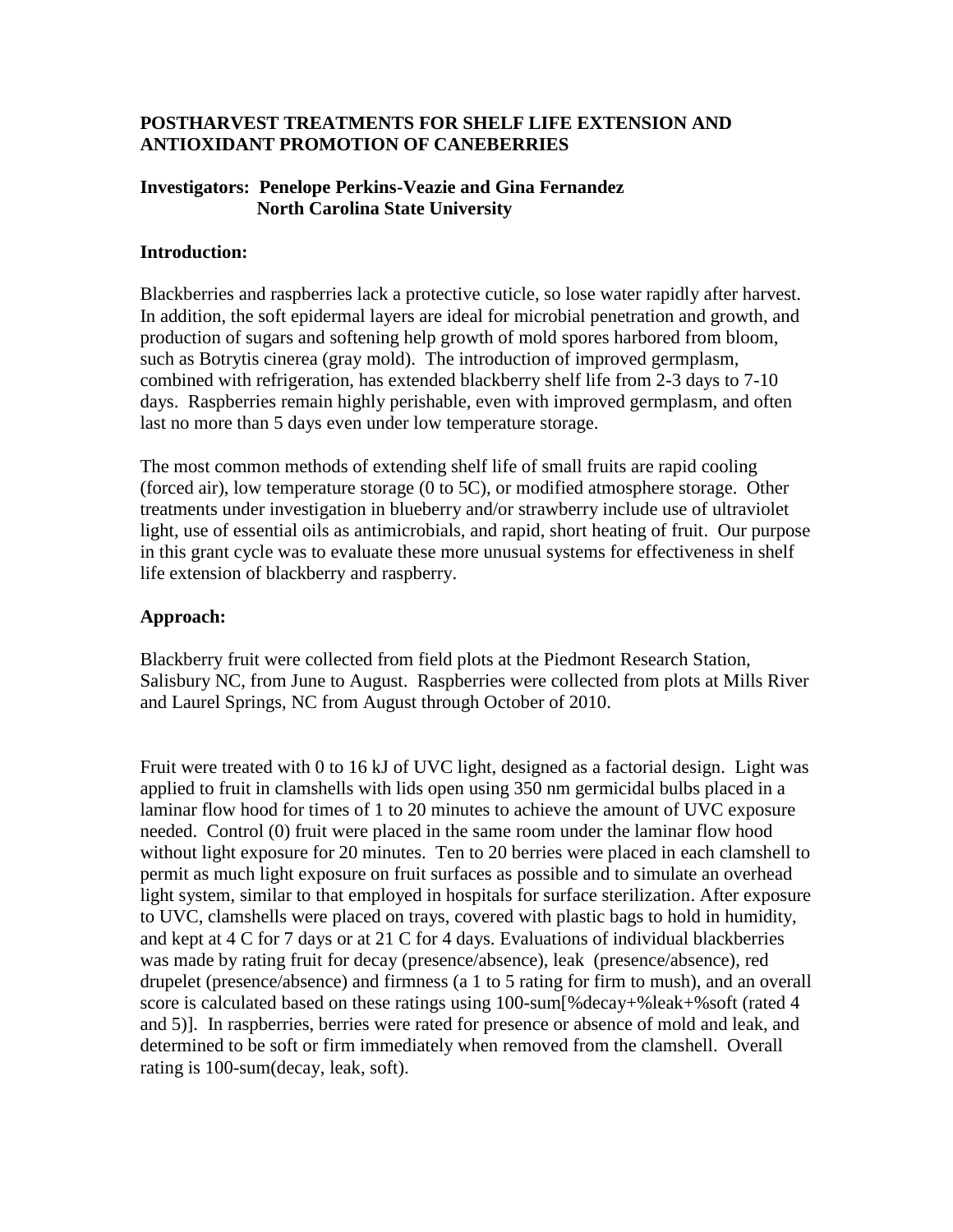# POSTHARVEST TREATMENTS FOR SHELF LIFE EXTENSION AND ANTIOXIDANT PROMOTION OF CANEBERRIES

**Investigators: Penelope Perkins-Veazie and Gina Fernandez**
**North Carolina State University**

## Introduction:

Blackberries and raspberries lack a protective cuticle, so lose water rapidly after harvest. In addition, the soft epidermal layers are ideal for microbial penetration and growth, and production of sugars and softening help growth of mold spores harbored from bloom, such as Botrytis cinerea (gray mold). The introduction of improved germplasm, combined with refrigeration, has extended blackberry shelf life from 2-3 days to 7-10 days. Raspberries remain highly perishable, even with improved germplasm, and often last no more than 5 days even under low temperature storage.

The most common methods of extending shelf life of small fruits are rapid cooling (forced air), low temperature storage (0 to 5C), or modified atmosphere storage. Other treatments under investigation in blueberry and/or strawberry include use of ultraviolet light, use of essential oils as antimicrobials, and rapid, short heating of fruit. Our purpose in this grant cycle was to evaluate these more unusual systems for effectiveness in shelf life extension of blackberry and raspberry.

## Approach:

Blackberry fruit were collected from field plots at the Piedmont Research Station, Salisbury NC, from June to August. Raspberries were collected from plots at Mills River and Laurel Springs, NC from August through October of 2010.

Fruit were treated with 0 to 16 kJ of UVC light, designed as a factorial design. Light was applied to fruit in clamshells with lids open using 350 nm germicidal bulbs placed in a laminar flow hood for times of 1 to 20 minutes to achieve the amount of UVC exposure needed. Control (0) fruit were placed in the same room under the laminar flow hood without light exposure for 20 minutes. Ten to 20 berries were placed in each clamshell to permit as much light exposure on fruit surfaces as possible and to simulate an overhead light system, similar to that employed in hospitals for surface sterilization. After exposure to UVC, clamshells were placed on trays, covered with plastic bags to hold in humidity, and kept at 4 C for 7 days or at 21 C for 4 days. Evaluations of individual blackberries was made by rating fruit for decay (presence/absence), leak (presence/absence), red drupelet (presence/absence) and firmness (a 1 to 5 rating for firm to mush), and an overall score is calculated based on these ratings using 100-sum[%decay+%leak+%soft (rated 4 and 5)]. In raspberries, berries were rated for presence or absence of mold and leak, and determined to be soft or firm immediately when removed from the clamshell. Overall rating is 100-sum(decay, leak, soft).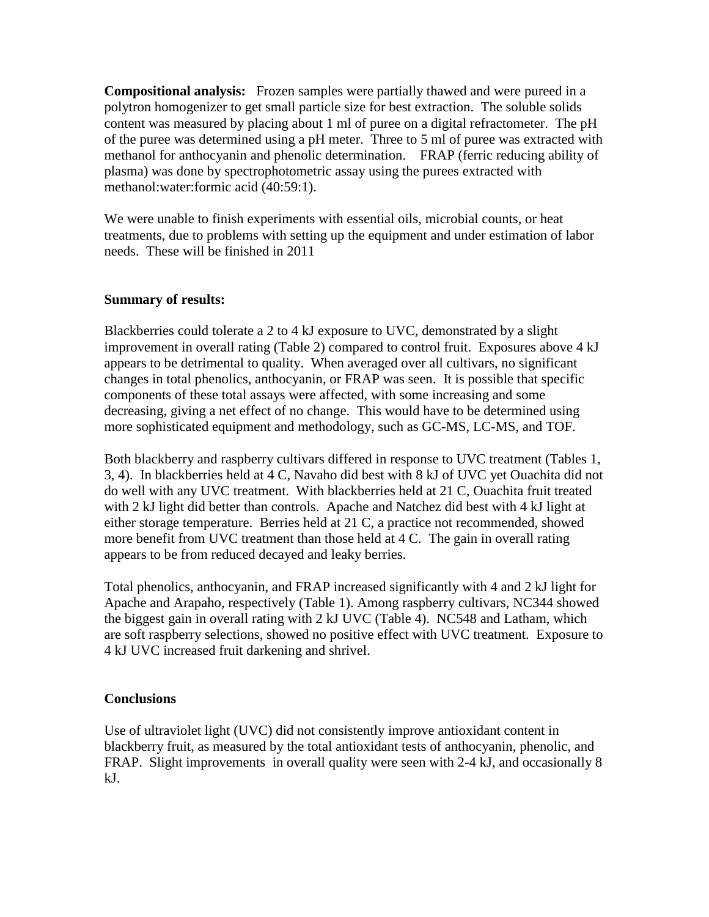**Compositional analysis:** Frozen samples were partially thawed and were pureed in a polytron homogenizer to get small particle size for best extraction. The soluble solids content was measured by placing about 1 ml of puree on a digital refractometer. The pH of the puree was determined using a pH meter. Three to 5 ml of puree was extracted with methanol for anthocyanin and phenolic determination. FRAP (ferric reducing ability of plasma) was done by spectrophotometric assay using the purees extracted with methanol:water:formic acid (40:59:1).

We were unable to finish experiments with essential oils, microbial counts, or heat treatments, due to problems with setting up the equipment and under estimation of labor needs. These will be finished in 2011

**Summary of results:**

Blackberries could tolerate a 2 to 4 kJ exposure to UVC, demonstrated by a slight improvement in overall rating (Table 2) compared to control fruit. Exposures above 4 kJ appears to be detrimental to quality. When averaged over all cultivars, no significant changes in total phenolics, anthocyanin, or FRAP was seen. It is possible that specific components of these total assays were affected, with some increasing and some decreasing, giving a net effect of no change. This would have to be determined using more sophisticated equipment and methodology, such as GC-MS, LC-MS, and TOF.

Both blackberry and raspberry cultivars differed in response to UVC treatment (Tables 1, 3, 4). In blackberries held at 4 C, Navaho did best with 8 kJ of UVC yet Ouachita did not do well with any UVC treatment. With blackberries held at 21 C, Ouachita fruit treated with 2 kJ light did better than controls. Apache and Natchez did best with 4 kJ light at either storage temperature. Berries held at 21 C, a practice not recommended, showed more benefit from UVC treatment than those held at 4 C. The gain in overall rating appears to be from reduced decayed and leaky berries.

Total phenolics, anthocyanin, and FRAP increased significantly with 4 and 2 kJ light for Apache and Arapaho, respectively (Table 1). Among raspberry cultivars, NC344 showed the biggest gain in overall rating with 2 kJ UVC (Table 4). NC548 and Latham, which are soft raspberry selections, showed no positive effect with UVC treatment. Exposure to 4 kJ UVC increased fruit darkening and shrivel.

**Conclusions**

Use of ultraviolet light (UVC) did not consistently improve antioxidant content in blackberry fruit, as measured by the total antioxidant tests of anthocyanin, phenolic, and FRAP. Slight improvements in overall quality were seen with 2-4 kJ, and occasionally 8 kJ.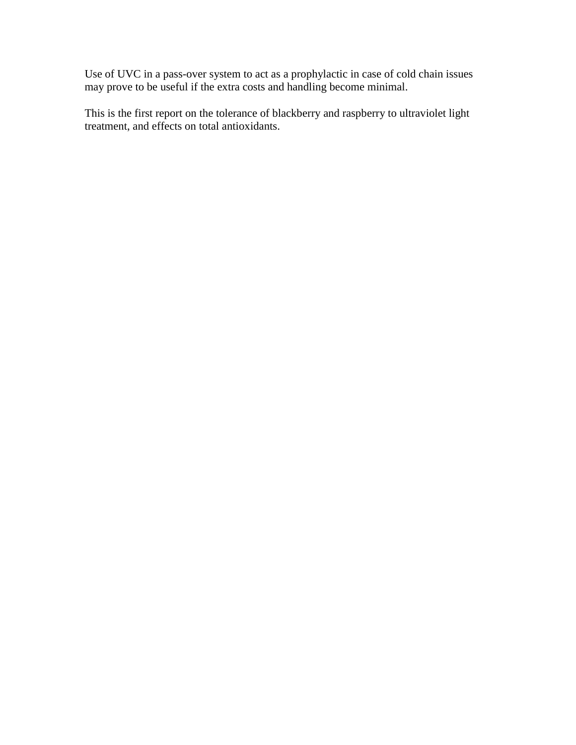Use of UVC in a pass-over system to act as a prophylactic in case of cold chain issues may prove to be useful if the extra costs and handling become minimal.

This is the first report on the tolerance of blackberry and raspberry to ultraviolet light treatment, and effects on total antioxidants.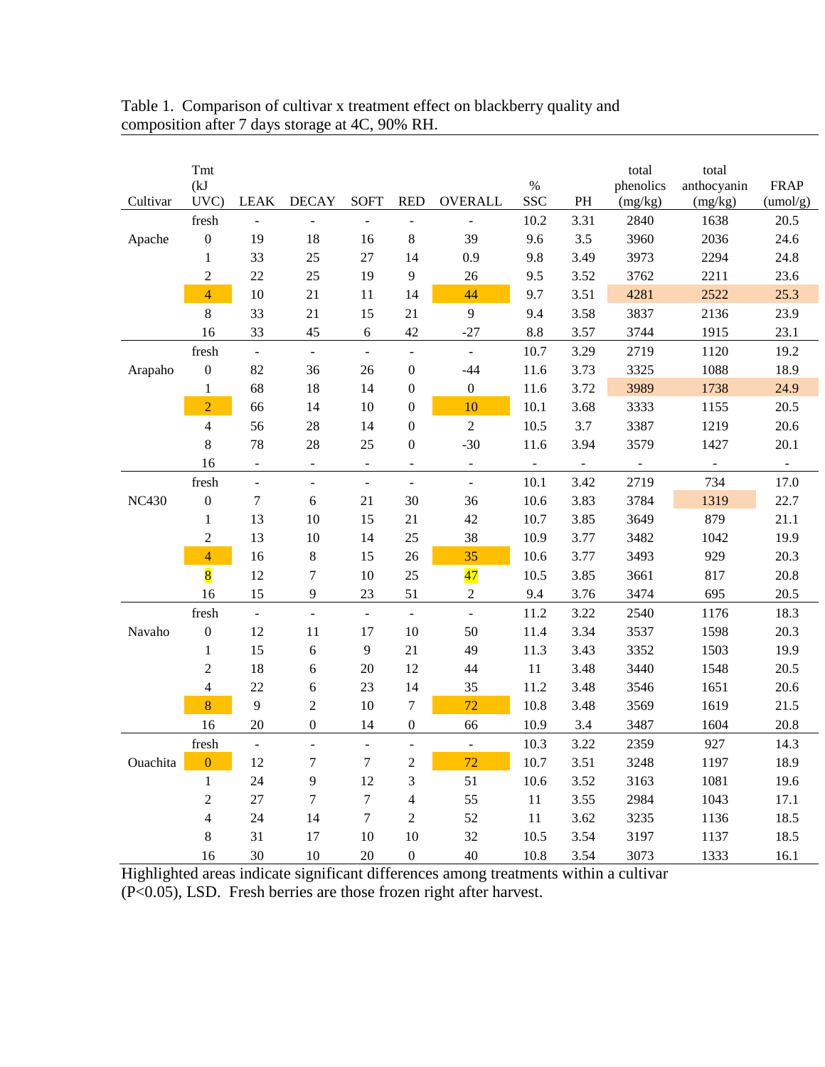Table 1. Comparison of cultivar x treatment effect on blackberry quality and composition after 7 days storage at 4C, 90% RH.

| Cultivar | Tmt (kJ UVC) | LEAK | DECAY | SOFT | RED | OVERALL | % SSC | PH | total phenolics (mg/kg) | total anthocyanin (mg/kg) | FRAP (umol/g) |
|---|---|---|---|---|---|---|---|---|---|---|---|
| | fresh | - | - | - | - | - | 10.2 | 3.31 | 2840 | 1638 | 20.5 |
| Apache | 0 | 19 | 18 | 16 | 8 | 39 | 9.6 | 3.5 | 3960 | 2036 | 24.6 |
| | 1 | 33 | 25 | 27 | 14 | 0.9 | 9.8 | 3.49 | 3973 | 2294 | 24.8 |
| | 2 | 22 | 25 | 19 | 9 | 26 | 9.5 | 3.52 | 3762 | 2211 | 23.6 |
| | 4 | 10 | 21 | 11 | 14 | 44 | 9.7 | 3.51 | 4281 | 2522 | 25.3 |
| | 8 | 33 | 21 | 15 | 21 | 9 | 9.4 | 3.58 | 3837 | 2136 | 23.9 |
| | 16 | 33 | 45 | 6 | 42 | -27 | 8.8 | 3.57 | 3744 | 1915 | 23.1 |
| | fresh | - | - | - | - | - | 10.7 | 3.29 | 2719 | 1120 | 19.2 |
| Arapaho | 0 | 82 | 36 | 26 | 0 | -44 | 11.6 | 3.73 | 3325 | 1088 | 18.9 |
| | 1 | 68 | 18 | 14 | 0 | 0 | 11.6 | 3.72 | 3989 | 1738 | 24.9 |
| | 2 | 66 | 14 | 10 | 0 | 10 | 10.1 | 3.68 | 3333 | 1155 | 20.5 |
| | 4 | 56 | 28 | 14 | 0 | 2 | 10.5 | 3.7 | 3387 | 1219 | 20.6 |
| | 8 | 78 | 28 | 25 | 0 | -30 | 11.6 | 3.94 | 3579 | 1427 | 20.1 |
| | 16 | - | - | - | - | - | - | - | - | - | - |
| | fresh | - | - | - | - | - | 10.1 | 3.42 | 2719 | 734 | 17.0 |
| NC430 | 0 | 7 | 6 | 21 | 30 | 36 | 10.6 | 3.83 | 3784 | 1319 | 22.7 |
| | 1 | 13 | 10 | 15 | 21 | 42 | 10.7 | 3.85 | 3649 | 879 | 21.1 |
| | 2 | 13 | 10 | 14 | 25 | 38 | 10.9 | 3.77 | 3482 | 1042 | 19.9 |
| | 4 | 16 | 8 | 15 | 26 | 35 | 10.6 | 3.77 | 3493 | 929 | 20.3 |
| | 8 | 12 | 7 | 10 | 25 | 47 | 10.5 | 3.85 | 3661 | 817 | 20.8 |
| | 16 | 15 | 9 | 23 | 51 | 2 | 9.4 | 3.76 | 3474 | 695 | 20.5 |
| | fresh | - | - | - | - | - | 11.2 | 3.22 | 2540 | 1176 | 18.3 |
| Navaho | 0 | 12 | 11 | 17 | 10 | 50 | 11.4 | 3.34 | 3537 | 1598 | 20.3 |
| | 1 | 15 | 6 | 9 | 21 | 49 | 11.3 | 3.43 | 3352 | 1503 | 19.9 |
| | 2 | 18 | 6 | 20 | 12 | 44 | 11 | 3.48 | 3440 | 1548 | 20.5 |
| | 4 | 22 | 6 | 23 | 14 | 35 | 11.2 | 3.48 | 3546 | 1651 | 20.6 |
| | 8 | 9 | 2 | 10 | 7 | 72 | 10.8 | 3.48 | 3569 | 1619 | 21.5 |
| | 16 | 20 | 0 | 14 | 0 | 66 | 10.9 | 3.4 | 3487 | 1604 | 20.8 |
| | fresh | - | - | - | - | - | 10.3 | 3.22 | 2359 | 927 | 14.3 |
| Ouachita | 0 | 12 | 7 | 7 | 2 | 72 | 10.7 | 3.51 | 3248 | 1197 | 18.9 |
| | 1 | 24 | 9 | 12 | 3 | 51 | 10.6 | 3.52 | 3163 | 1081 | 19.6 |
| | 2 | 27 | 7 | 7 | 4 | 55 | 11 | 3.55 | 2984 | 1043 | 17.1 |
| | 4 | 24 | 14 | 7 | 2 | 52 | 11 | 3.62 | 3235 | 1136 | 18.5 |
| | 8 | 31 | 17 | 10 | 10 | 32 | 10.5 | 3.54 | 3197 | 1137 | 18.5 |
| | 16 | 30 | 10 | 20 | 0 | 40 | 10.8 | 3.54 | 3073 | 1333 | 16.1 |

Highlighted areas indicate significant differences among treatments within a cultivar ($P<0.05$), LSD. Fresh berries are those frozen right after harvest.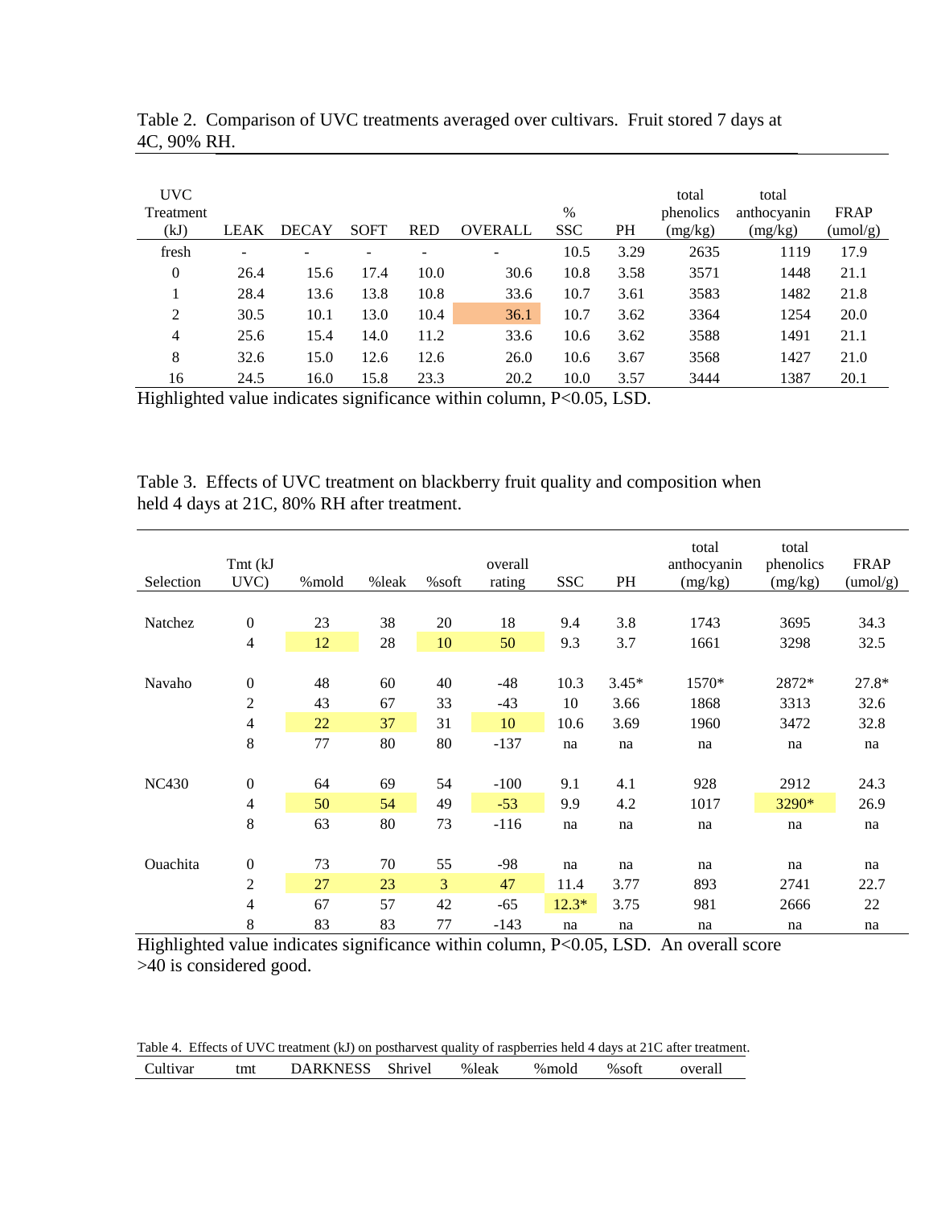Table 2. Comparison of UVC treatments averaged over cultivars. Fruit stored 7 days at 4C, 90% RH.

| UVC Treatment (kJ) | LEAK | DECAY | SOFT | RED | OVERALL | % SSC | PH | total phenolics (mg/kg) | total anthocyanin (mg/kg) | FRAP (umol/g) |
|---|---|---|---|---|---|---|---|---|---|---|
| fresh | - | - | - | - | - | 10.5 | 3.29 | 2635 | 1119 | 17.9 |
| 0 | 26.4 | 15.6 | 17.4 | 10.0 | 30.6 | 10.8 | 3.58 | 3571 | 1448 | 21.1 |
| 1 | 28.4 | 13.6 | 13.8 | 10.8 | 33.6 | 10.7 | 3.61 | 3583 | 1482 | 21.8 |
| 2 | 30.5 | 10.1 | 13.0 | 10.4 | 36.1 | 10.7 | 3.62 | 3364 | 1254 | 20.0 |
| 4 | 25.6 | 15.4 | 14.0 | 11.2 | 33.6 | 10.6 | 3.62 | 3588 | 1491 | 21.1 |
| 8 | 32.6 | 15.0 | 12.6 | 12.6 | 26.0 | 10.6 | 3.67 | 3568 | 1427 | 21.0 |
| 16 | 24.5 | 16.0 | 15.8 | 23.3 | 20.2 | 10.0 | 3.57 | 3444 | 1387 | 20.1 |

Highlighted value indicates significance within column, P<0.05, LSD.

Table 3. Effects of UVC treatment on blackberry fruit quality and composition when held 4 days at 21C, 80% RH after treatment.

| Selection | Tmt (kJ UVC) | %mold | %leak | %soft | overall rating | SSC | PH | total anthocyanin (mg/kg) | total phenolics (mg/kg) | FRAP (umol/g) |
|---|---|---|---|---|---|---|---|---|---|---|
| Natchez | 0 | 23 | 38 | 20 | 18 | 9.4 | 3.8 | 1743 | 3695 | 34.3 |
| | 4 | 12 | 28 | 10 | 50 | 9.3 | 3.7 | 1661 | 3298 | 32.5 |
| Navaho | 0 | 48 | 60 | 40 | -48 | 10.3 | 3.45* | 1570* | 2872* | 27.8* |
| | 2 | 43 | 67 | 33 | -43 | 10 | 3.66 | 1868 | 3313 | 32.6 |
| | 4 | 22 | 37 | 31 | 10 | 10.6 | 3.69 | 1960 | 3472 | 32.8 |
| | 8 | 77 | 80 | 80 | -137 | na | na | na | na | na |
| NC430 | 0 | 64 | 69 | 54 | -100 | 9.1 | 4.1 | 928 | 2912 | 24.3 |
| | 4 | 50 | 54 | 49 | -53 | 9.9 | 4.2 | 1017 | 3290* | 26.9 |
| | 8 | 63 | 80 | 73 | -116 | na | na | na | na | na |
| Ouachita | 0 | 73 | 70 | 55 | -98 | na | na | na | na | na |
| | 2 | 27 | 23 | 3 | 47 | 11.4 | 3.77 | 893 | 2741 | 22.7 |
| | 4 | 67 | 57 | 42 | -65 | 12.3* | 3.75 | 981 | 2666 | 22 |
| | 8 | 83 | 83 | 77 | -143 | na | na | na | na | na |

Highlighted value indicates significance within column, P<0.05, LSD. An overall score >40 is considered good.

Table 4. Effects of UVC treatment (kJ) on postharvest quality of raspberries held 4 days at 21C after treatment.

| Cultivar | tmt | DARKNESS | Shrivel | %leak | %mold | %soft | overall |
|---|---|---|---|---|---|---|---|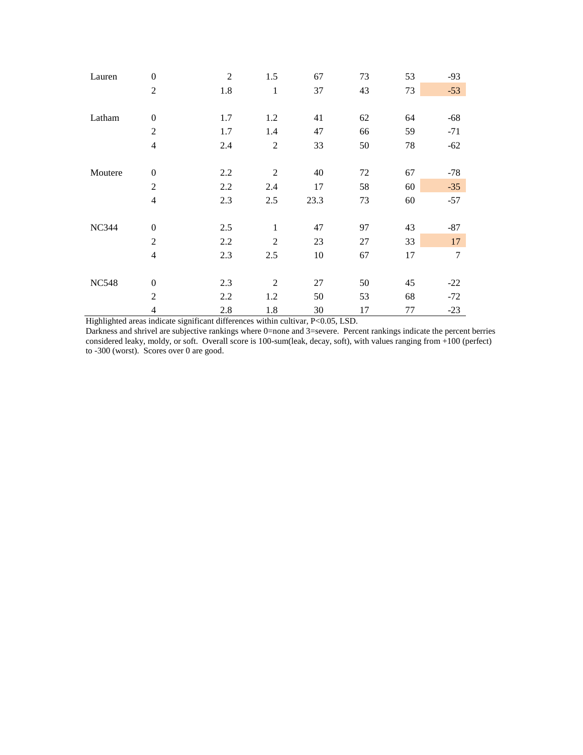| | | | | | | | |
|---|---|---|---|---|---|---|---|
| Lauren | 0 | 2 | 1.5 | 67 | 73 | 53 | -93 |
| | 2 | 1.8 | 1 | 37 | 43 | 73 | -53 |
| | | | | | | | |
| Latham | 0 | 1.7 | 1.2 | 41 | 62 | 64 | -68 |
| | 2 | 1.7 | 1.4 | 47 | 66 | 59 | -71 |
| | 4 | 2.4 | 2 | 33 | 50 | 78 | -62 |
| | | | | | | | |
| Moutere | 0 | 2.2 | 2 | 40 | 72 | 67 | -78 |
| | 2 | 2.2 | 2.4 | 17 | 58 | 60 | -35 |
| | 4 | 2.3 | 2.5 | 23.3 | 73 | 60 | -57 |
| | | | | | | | |
| NC344 | 0 | 2.5 | 1 | 47 | 97 | 43 | -87 |
| | 2 | 2.2 | 2 | 23 | 27 | 33 | 17 |
| | 4 | 2.3 | 2.5 | 10 | 67 | 17 | 7 |
| | | | | | | | |
| NC548 | 0 | 2.3 | 2 | 27 | 50 | 45 | -22 |
| | 2 | 2.2 | 1.2 | 50 | 53 | 68 | -72 |
| | 4 | 2.8 | 1.8 | 30 | 17 | 77 | -23 |

Highlighted areas indicate significant differences within cultivar, $P<0.05$, LSD.

Darkness and shrivel are subjective rankings where 0=none and 3=severe. Percent rankings indicate the percent berries considered leaky, moldy, or soft. Overall score is 100-sum(leak, decay, soft), with values ranging from +100 (perfect) to -300 (worst). Scores over 0 are good.